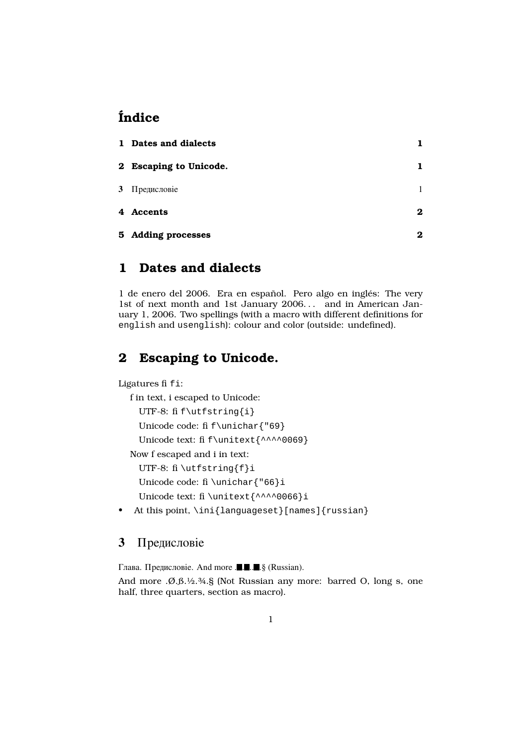# Índice

| | | |
|---|---|---|
| **1** | **Dates and dialects** | **1** |
| **2** | **Escaping to Unicode.** | **1** |
| **3** | Предисловіе | 1 |
| **4** | **Accents** | **2** |
| **5** | **Adding processes** | **2** |

## 1 Dates and dialects

1 de enero del 2006. Era en español. Pero algo en inglés: The very 1st of next month and 1st January 2006... and in American January 1, 2006. Two spellings (with a macro with different definitions for `english` and `usenglish`): colour and color (outside: undefined).

## 2 Escaping to Unicode.

Ligatures fi `fi`:

f in text, i escaped to Unicode:

UTF-8: fi `f\utfstring{i}`

Unicode code: fi `f\unichar{"69}`

Unicode text: fi `f\unitext{^^^^0069}`

Now f escaped and i in text:

UTF-8: fi `\utfstring{f}i`

Unicode code: fi `\unichar{"66}i`

Unicode text: fi `\unitext{^^^^0066}i`

- At this point, `\ini{languageset}[names]{russian}`

## 3 Предисловіе

Глава. Предисловіе. And more .■.■..■.§ (Russian).

And more .Ø.ß.½.¾.§ (Not Russian any more: barred O, long s, one half, three quarters, section as macro).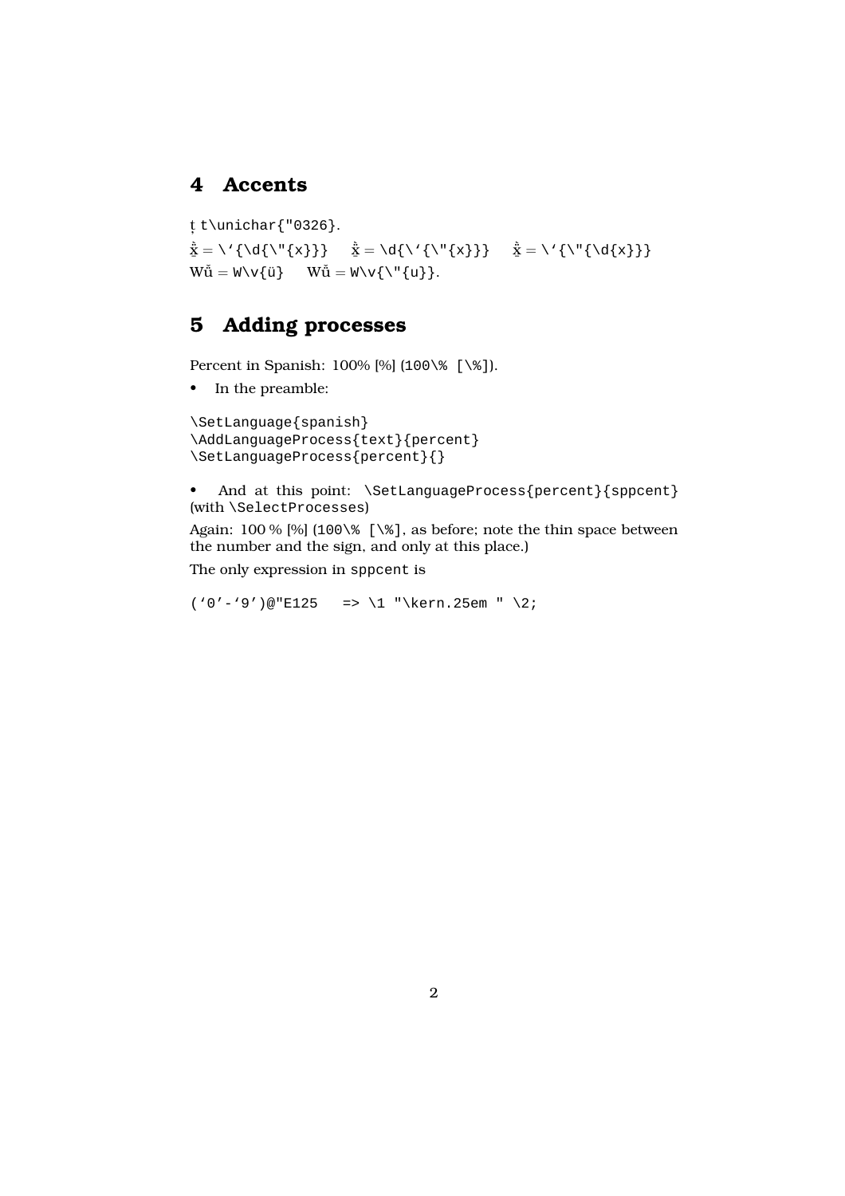## 4 Accents

ț `t\unichar{"0326}`.

ẋ̣́ = `\'{\d{\"{x}}}`  ẋ̣́ = `\d{\'{\"{x}}}`  ẋ̣́ = `\'{\"{\d{x}}}`

Wǚ = `W\v{ü}`  Wǚ = `W\v{\"{u}}`.

## 5 Adding processes

Percent in Spanish: 100% [%] (`100\% [\%]`).

- In the preamble:

```
\SetLanguage{spanish}
\AddLanguageProcess{text}{percent}
\SetLanguageProcess{percent}{}
```

- And at this point: `\SetLanguageProcess{percent}{sppcent}` (with `\SelectProcesses`)

Again: 100 % [%] (`100\% [\%]`, as before; note the thin space between the number and the sign, and only at this place.)

The only expression in `sppcent` is

```
('0'-'9')@"E125   => \1 "\kern.25em " \2;
```